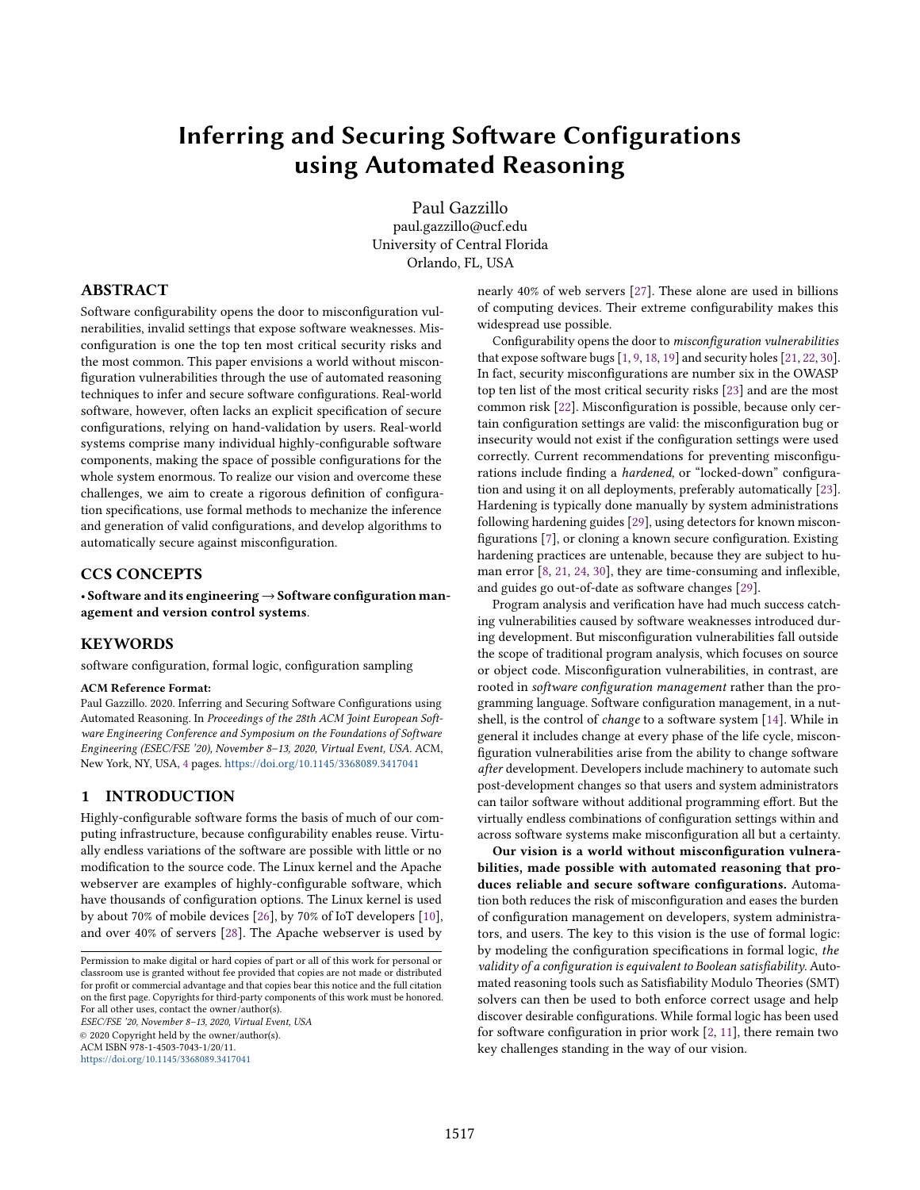# Inferring and Securing Software Configurations using Automated Reasoning

Paul Gazzillo
paul.gazzillo@ucf.edu
University of Central Florida
Orlando, FL, USA

## ABSTRACT

Software configurability opens the door to misconfiguration vulnerabilities, invalid settings that expose software weaknesses. Misconfiguration is one the top ten most critical security risks and the most common. This paper envisions a world without misconfiguration vulnerabilities through the use of automated reasoning techniques to infer and secure software configurations. Real-world software, however, often lacks an explicit specification of secure configurations, relying on hand-validation by users. Real-world systems comprise many individual highly-configurable software components, making the space of possible configurations for the whole system enormous. To realize our vision and overcome these challenges, we aim to create a rigorous definition of configuration specifications, use formal methods to mechanize the inference and generation of valid configurations, and develop algorithms to automatically secure against misconfiguration.

## CCS CONCEPTS

• **Software and its engineering** → **Software configuration management and version control systems**.

## KEYWORDS

software configuration, formal logic, configuration sampling

**ACM Reference Format:**
Paul Gazzillo. 2020. Inferring and Securing Software Configurations using Automated Reasoning. In *Proceedings of the 28th ACM Joint European Software Engineering Conference and Symposium on the Foundations of Software Engineering (ESEC/FSE '20), November 8–13, 2020, Virtual Event, USA.* ACM, New York, NY, USA, 4 pages. https://doi.org/10.1145/3368089.3417041

## 1 INTRODUCTION

Highly-configurable software forms the basis of much of our computing infrastructure, because configurability enables reuse. Virtually endless variations of the software are possible with little or no modification to the source code. The Linux kernel and the Apache webserver are examples of highly-configurable software, which have thousands of configuration options. The Linux kernel is used by about 70% of mobile devices [26], by 70% of IoT developers [10], and over 40% of servers [28]. The Apache webserver is used by nearly 40% of web servers [27]. These alone are used in billions of computing devices. Their extreme configurability makes this widespread use possible.

Configurability opens the door to *misconfiguration vulnerabilities* that expose software bugs [1, 9, 18, 19] and security holes [21, 22, 30]. In fact, security misconfigurations are number six in the OWASP top ten list of the most critical security risks [23] and are the most common risk [22]. Misconfiguration is possible, because only certain configuration settings are valid: the misconfiguration bug or insecurity would not exist if the configuration settings were used correctly. Current recommendations for preventing misconfigurations include finding a *hardened*, or "locked-down" configuration and using it on all deployments, preferably automatically [23]. Hardening is typically done manually by system administrations following hardening guides [29], using detectors for known misconfigurations [7], or cloning a known secure configuration. Existing hardening practices are untenable, because they are subject to human error [8, 21, 24, 30], they are time-consuming and inflexible, and guides go out-of-date as software changes [29].

Program analysis and verification have had much success catching vulnerabilities caused by software weaknesses introduced during development. But misconfiguration vulnerabilities fall outside the scope of traditional program analysis, which focuses on source or object code. Misconfiguration vulnerabilities, in contrast, are rooted in *software configuration management* rather than the programming language. Software configuration management, in a nutshell, is the control of *change* to a software system [14]. While in general it includes change at every phase of the life cycle, misconfiguration vulnerabilities arise from the ability to change software *after* development. Developers include machinery to automate such post-development changes so that users and system administrators can tailor software without additional programming effort. But the virtually endless combinations of configuration settings within and across software systems make misconfiguration all but a certainty.

**Our vision is a world without misconfiguration vulnerabilities, made possible with automated reasoning that produces reliable and secure software configurations.** Automation both reduces the risk of misconfiguration and eases the burden of configuration management on developers, system administrators, and users. The key to this vision is the use of formal logic: by modeling the configuration specifications in formal logic, *the validity of a configuration is equivalent to Boolean satisfiability.* Automated reasoning tools such as Satisfiability Modulo Theories (SMT) solvers can then be used to both enforce correct usage and help discover desirable configurations. While formal logic has been used for software configuration in prior work [2, 11], there remain two key challenges standing in the way of our vision.

Permission to make digital or hard copies of part or all of this work for personal or classroom use is granted without fee provided that copies are not made or distributed for profit or commercial advantage and that copies bear this notice and the full citation on the first page. Copyrights for third-party components of this work must be honored. For all other uses, contact the owner/author(s).
*ESEC/FSE '20, November 8–13, 2020, Virtual Event, USA*
© 2020 Copyright held by the owner/author(s).
ACM ISBN 978-1-4503-7043-1/20/11.
https://doi.org/10.1145/3368089.3417041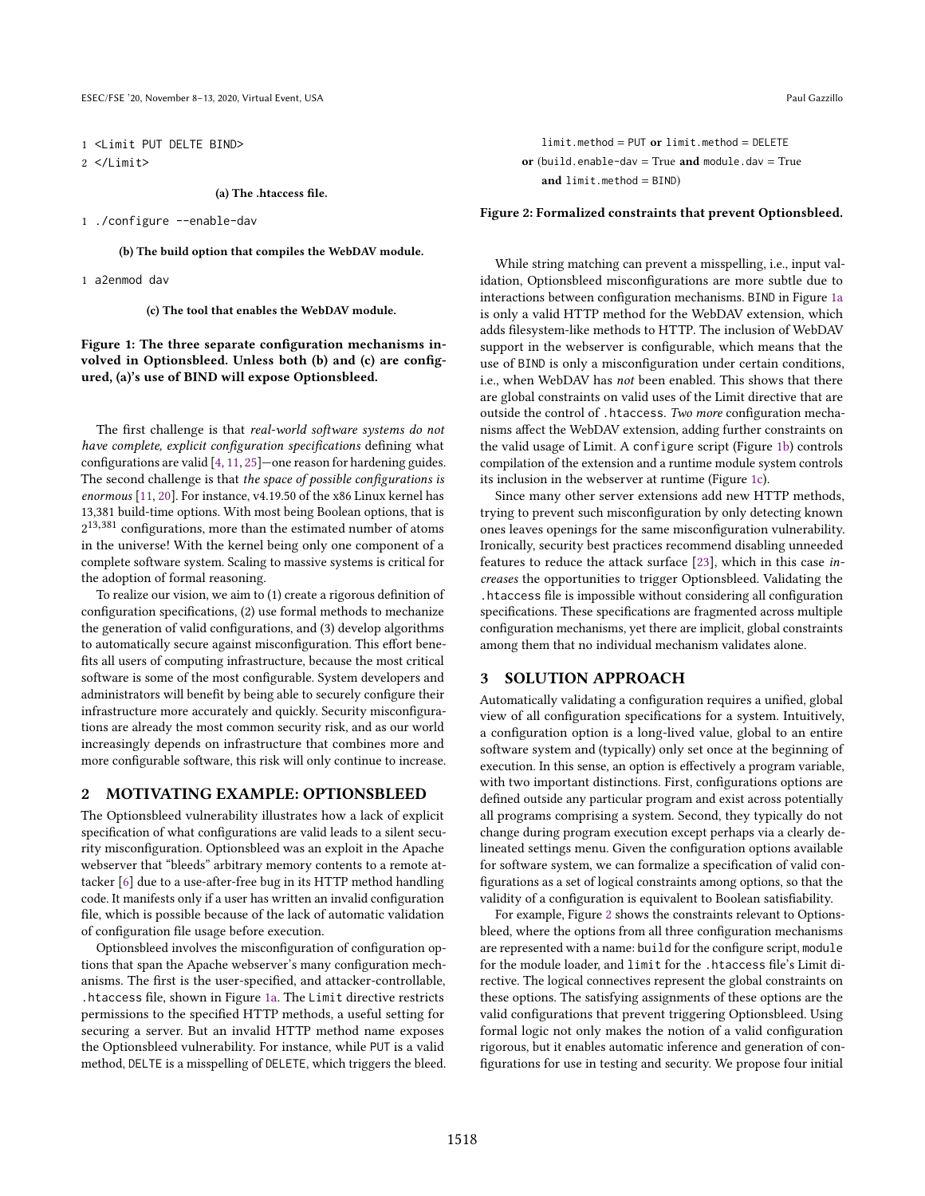```
1 <Limit PUT DELTE BIND>
2 </Limit>
```

**(a) The .htaccess file.**

```
1 ./configure --enable-dav
```

**(b) The build option that compiles the WebDAV module.**

```
1 a2enmod dav
```

**(c) The tool that enables the WebDAV module.**

**Figure 1: The three separate configuration mechanisms involved in Optionsbleed. Unless both (b) and (c) are configured, (a)'s use of BIND will expose Optionsbleed.**

The first challenge is that *real-world software systems do not have complete, explicit configuration specifications* defining what configurations are valid [4, 11, 25]—one reason for hardening guides. The second challenge is that *the space of possible configurations is enormous* [11, 20]. For instance, v4.19.50 of the x86 Linux kernel has 13,381 build-time options. With most being Boolean options, that is $2^{13,381}$ configurations, more than the estimated number of atoms in the universe! With the kernel being only one component of a complete software system. Scaling to massive systems is critical for the adoption of formal reasoning.

To realize our vision, we aim to (1) create a rigorous definition of configuration specifications, (2) use formal methods to mechanize the generation of valid configurations, and (3) develop algorithms to automatically secure against misconfiguration. This effort benefits all users of computing infrastructure, because the most critical software is some of the most configurable. System developers and administrators will benefit by being able to securely configure their infrastructure more accurately and quickly. Security misconfigurations are already the most common security risk, and as our world increasingly depends on infrastructure that combines more and more configurable software, this risk will only continue to increase.

## 2 MOTIVATING EXAMPLE: OPTIONSBLEED

The Optionsbleed vulnerability illustrates how a lack of explicit specification of what configurations are valid leads to a silent security misconfiguration. Optionsbleed was an exploit in the Apache webserver that "bleeds" arbitrary memory contents to a remote attacker [6] due to a use-after-free bug in its HTTP method handling code. It manifests only if a user has written an invalid configuration file, which is possible because of the lack of automatic validation of configuration file usage before execution.

Optionsbleed involves the misconfiguration of configuration options that span the Apache webserver's many configuration mechanisms. The first is the user-specified, and attacker-controllable, `.htaccess` file, shown in Figure 1a. The `Limit` directive restricts permissions to the specified HTTP methods, a useful setting for securing a server. But an invalid HTTP method name exposes the Optionsbleed vulnerability. For instance, while `PUT` is a valid method, `DELTE` is a misspelling of `DELETE`, which triggers the bleed.

`limit.method` = `PUT` **or** `limit.method` = `DELETE`
**or** (`build.enable-dav` = True **and** `module.dav` = True
**and** `limit.method` = `BIND`)

**Figure 2: Formalized constraints that prevent Optionsbleed.**

While string matching can prevent a misspelling, i.e., input validation, Optionsbleed misconfigurations are more subtle due to interactions between configuration mechanisms. `BIND` in Figure 1a is only a valid HTTP method for the WebDAV extension, which adds filesystem-like methods to HTTP. The inclusion of WebDAV support in the webserver is configurable, which means that the use of `BIND` is only a misconfiguration under certain conditions, i.e., when WebDAV has *not* been enabled. This shows that there are global constraints on valid uses of the Limit directive that are outside the control of `.htaccess`. *Two more* configuration mechanisms affect the WebDAV extension, adding further constraints on the valid usage of Limit. A `configure` script (Figure 1b) controls compilation of the extension and a runtime module system controls its inclusion in the webserver at runtime (Figure 1c).

Since many other server extensions add new HTTP methods, trying to prevent such misconfiguration by only detecting known ones leaves openings for the same misconfiguration vulnerability. Ironically, security best practices recommend disabling unneeded features to reduce the attack surface [23], which in this case *increases* the opportunities to trigger Optionsbleed. Validating the `.htaccess` file is impossible without considering all configuration specifications. These specifications are fragmented across multiple configuration mechanisms, yet there are implicit, global constraints among them that no individual mechanism validates alone.

## 3 SOLUTION APPROACH

Automatically validating a configuration requires a unified, global view of all configuration specifications for a system. Intuitively, a configuration option is a long-lived value, global to an entire software system and (typically) only set once at the beginning of execution. In this sense, an option is effectively a program variable, with two important distinctions. First, configurations options are defined outside any particular program and exist across potentially all programs comprising a system. Second, they typically do not change during program execution except perhaps via a clearly delineated settings menu. Given the configuration options available for software system, we can formalize a specification of valid configurations as a set of logical constraints among options, so that the validity of a configuration is equivalent to Boolean satisfiability.

For example, Figure 2 shows the constraints relevant to Optionsbleed, where the options from all three configuration mechanisms are represented with a name: `build` for the configure script, `module` for the module loader, and `limit` for the `.htaccess` file's Limit directive. The logical connectives represent the global constraints on these options. The satisfying assignments of these options are the valid configurations that prevent triggering Optionsbleed. Using formal logic not only makes the notion of a valid configuration rigorous, but it enables automatic inference and generation of configurations for use in testing and security. We propose four initial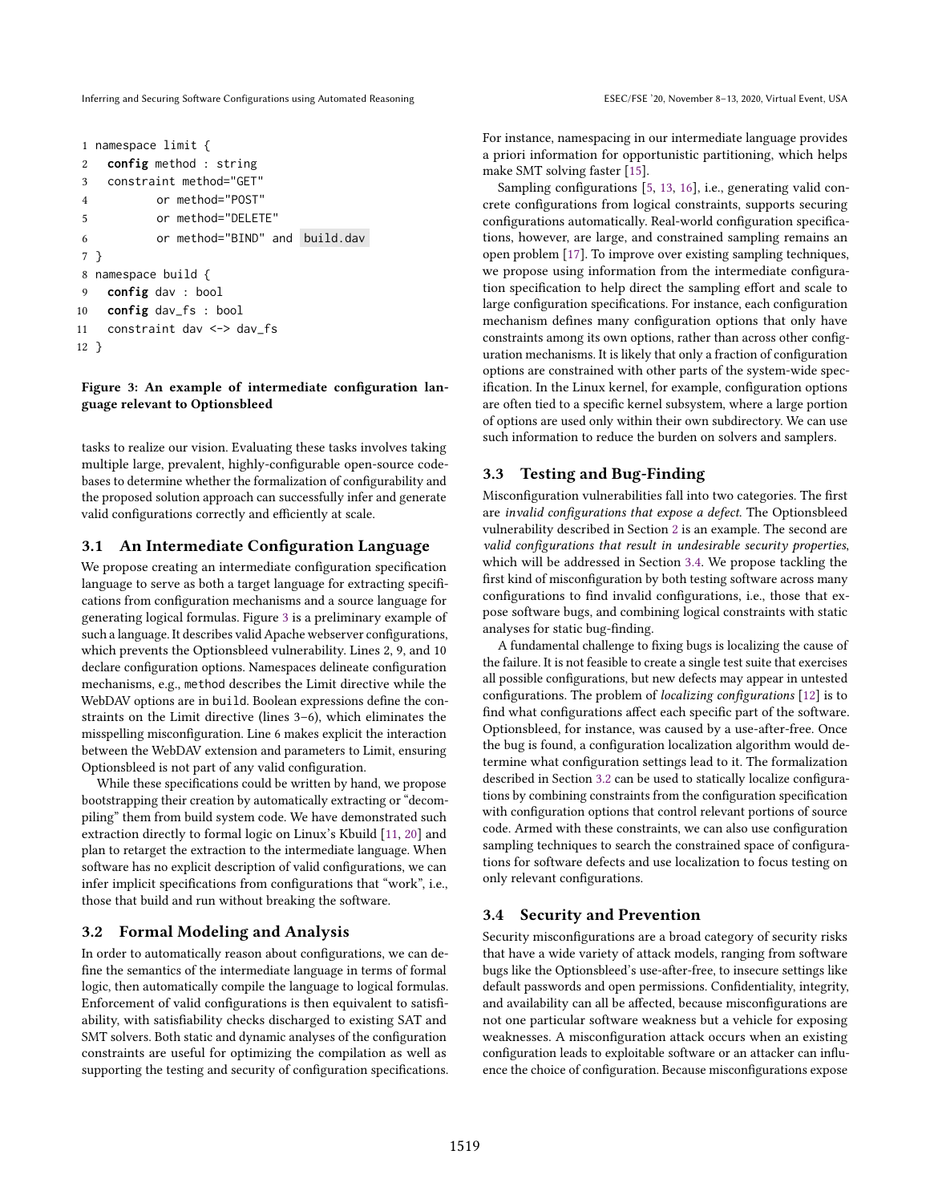```
namespace limit {
  config method : string
  constraint method="GET"
          or method="POST"
          or method="DELETE"
          or method="BIND" and build.dav
}
namespace build {
  config dav : bool
  config dav_fs : bool
  constraint dav <-> dav_fs
}
```

**Figure 3: An example of intermediate configuration language relevant to Optionsbleed**

tasks to realize our vision. Evaluating these tasks involves taking multiple large, prevalent, highly-configurable open-source codebases to determine whether the formalization of configurability and the proposed solution approach can successfully infer and generate valid configurations correctly and efficiently at scale.

## 3.1 An Intermediate Configuration Language

We propose creating an intermediate configuration specification language to serve as both a target language for extracting specifications from configuration mechanisms and a source language for generating logical formulas. Figure 3 is a preliminary example of such a language. It describes valid Apache webserver configurations, which prevents the Optionsbleed vulnerability. Lines 2, 9, and 10 declare configuration options. Namespaces delineate configuration mechanisms, e.g., method describes the Limit directive while the WebDAV options are in build. Boolean expressions define the constraints on the Limit directive (lines 3–6), which eliminates the misspelling misconfiguration. Line 6 makes explicit the interaction between the WebDAV extension and parameters to Limit, ensuring Optionsbleed is not part of any valid configuration.

While these specifications could be written by hand, we propose bootstrapping their creation by automatically extracting or "decompiling" them from build system code. We have demonstrated such extraction directly to formal logic on Linux's Kbuild [11, 20] and plan to retarget the extraction to the intermediate language. When software has no explicit description of valid configurations, we can infer implicit specifications from configurations that "work", i.e., those that build and run without breaking the software.

## 3.2 Formal Modeling and Analysis

In order to automatically reason about configurations, we can define the semantics of the intermediate language in terms of formal logic, then automatically compile the language to logical formulas. Enforcement of valid configurations is then equivalent to satisfiability, with satisfiability checks discharged to existing SAT and SMT solvers. Both static and dynamic analyses of the configuration constraints are useful for optimizing the compilation as well as supporting the testing and security of configuration specifications. For instance, namespacing in our intermediate language provides a priori information for opportunistic partitioning, which helps make SMT solving faster [15].

Sampling configurations [5, 13, 16], i.e., generating valid concrete configurations from logical constraints, supports securing configurations automatically. Real-world configuration specifications, however, are large, and constrained sampling remains an open problem [17]. To improve over existing sampling techniques, we propose using information from the intermediate configuration specification to help direct the sampling effort and scale to large configuration specifications. For instance, each configuration mechanism defines many configuration options that only have constraints among its own options, rather than across other configuration mechanisms. It is likely that only a fraction of configuration options are constrained with other parts of the system-wide specification. In the Linux kernel, for example, configuration options are often tied to a specific kernel subsystem, where a large portion of options are used only within their own subdirectory. We can use such information to reduce the burden on solvers and samplers.

## 3.3 Testing and Bug-Finding

Misconfiguration vulnerabilities fall into two categories. The first are *invalid configurations that expose a defect*. The Optionsbleed vulnerability described in Section 2 is an example. The second are *valid configurations that result in undesirable security properties*, which will be addressed in Section 3.4. We propose tackling the first kind of misconfiguration by both testing software across many configurations to find invalid configurations, i.e., those that expose software bugs, and combining logical constraints with static analyses for static bug-finding.

A fundamental challenge to fixing bugs is localizing the cause of the failure. It is not feasible to create a single test suite that exercises all possible configurations, but new defects may appear in untested configurations. The problem of *localizing configurations* [12] is to find what configurations affect each specific part of the software. Optionsbleed, for instance, was caused by a use-after-free. Once the bug is found, a configuration localization algorithm would determine what configuration settings lead to it. The formalization described in Section 3.2 can be used to statically localize configurations by combining constraints from the configuration specification with configuration options that control relevant portions of source code. Armed with these constraints, we can also use configuration sampling techniques to search the constrained space of configurations for software defects and use localization to focus testing on only relevant configurations.

## 3.4 Security and Prevention

Security misconfigurations are a broad category of security risks that have a wide variety of attack models, ranging from software bugs like the Optionsbleed's use-after-free, to insecure settings like default passwords and open permissions. Confidentiality, integrity, and availability can all be affected, because misconfigurations are not one particular software weakness but a vehicle for exposing weaknesses. A misconfiguration attack occurs when an existing configuration leads to exploitable software or an attacker can influence the choice of configuration. Because misconfigurations expose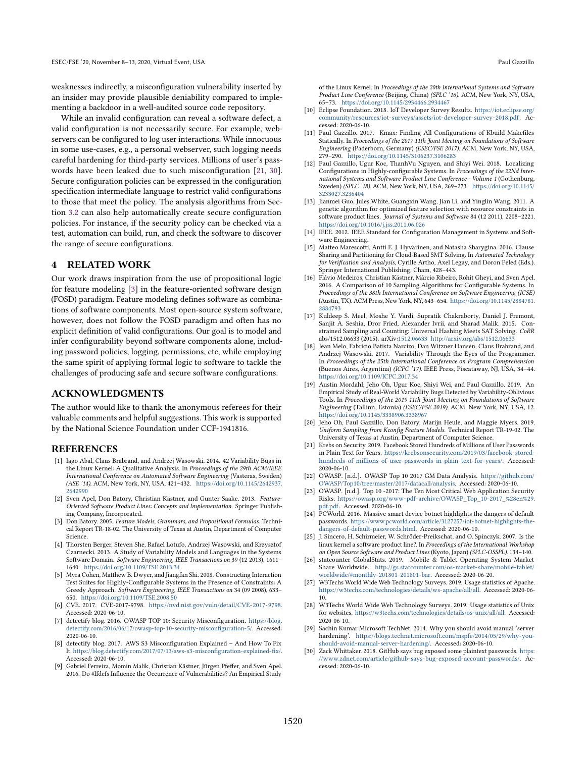weaknesses indirectly, a misconfiguration vulnerability inserted by an insider may provide plausible deniability compared to implementing a backdoor in a well-audited source code repository.

While an invalid configuration can reveal a software defect, a valid configuration is not necessarily secure. For example, webservers can be configured to log user interactions. While innocuous in some use-cases, e.g., a personal webserver, such logging needs careful hardening for third-party services. Millions of user's passwords have been leaked due to such misconfiguration [21, 30]. Secure configuration policies can be expressed in the configuration specification intermediate language to restrict valid configurations to those that meet the policy. The analysis algorithms from Section 3.2 can also help automatically create secure configuration policies. For instance, if the security policy can be checked via a test, automation can build, run, and check the software to discover the range of secure configurations.

## 4 RELATED WORK

Our work draws inspiration from the use of propositional logic for feature modeling [3] in the feature-oriented software design (FOSD) paradigm. Feature modeling defines software as combinations of software components. Most open-source system software, however, does not follow the FOSD paradigm and often has no explicit definition of valid configurations. Our goal is to model and infer configurability beyond software components alone, including password policies, logging, permissions, etc, while employing the same spirit of applying formal logic to software to tackle the challenges of producing safe and secure software configurations.

## ACKNOWLEDGMENTS

The author would like to thank the anonymous referees for their valuable comments and helpful suggestions. This work is supported by the National Science Foundation under CCF-1941816.

## REFERENCES

[1] Iago Abal, Claus Brabrand, and Andrzej Wasowski. 2014. 42 Variability Bugs in the Linux Kernel: A Qualitative Analysis. In *Proceedings of the 29th ACM/IEEE International Conference on Automated Software Engineering* (Vasteras, Sweden) *(ASE '14)*. ACM, New York, NY, USA, 421–432. https://doi.org/10.1145/2642937.2642990

[2] Sven Apel, Don Batory, Christian Kästner, and Gunter Saake. 2013. *Feature-Oriented Software Product Lines: Concepts and Implementation.* Springer Publishing Company, Incorporated.

[3] Don Batory. 2005. *Feature Models, Grammars, and Propositional Formulas.* Technical Report TR-18-02. The University of Texas at Austin, Department of Computer Science.

[4] Thorsten Berger, Steven She, Rafael Lotufo, Andrzej Wasowski, and Krzysztof Czarnecki. 2013. A Study of Variability Models and Languages in the Systems Software Domain. *Software Engineering, IEEE Transactions on* 39 (12 2013), 1611–1640. https://doi.org/10.1109/TSE.2013.34

[5] Myra Cohen, Matthew B. Dwyer, and Jiangfan Shi. 2008. Constructing Interaction Test Suites for Highly-Configurable Systems in the Presence of Constraints: A Greedy Approach. *Software Engineering, IEEE Transactions on* 34 (09 2008), 633–650. https://doi.org/10.1109/TSE.2008.50

[6] CVE. 2017. CVE-2017-9798. https://nvd.nist.gov/vuln/detail/CVE-2017-9798. Accessed: 2020-06-10.

[7] detectify blog. 2016. OWASP TOP 10: Security Misconfiguration. https://blog.detectify.com/2016/06/17/owasp-top-10-security-misconfiguration-5/. Accessed: 2020-06-10.

[8] detectify blog. 2017. AWS S3 Misconfiguration Explained – And How To Fix It. https://blog.detectify.com/2017/07/13/aws-s3-misconfiguration-explained-fix/. Accessed: 2020-06-10.

[9] Gabriel Ferreira, Momin Malik, Christian Kästner, Jürgen Pfeffer, and Sven Apel. 2016. Do #Ifdefs Influence the Occurrence of Vulnerabilities? An Empirical Study of the Linux Kernel. In *Proceedings of the 20th International Systems and Software Product Line Conference* (Beijing, China) *(SPLC '16)*. ACM, New York, NY, USA, 65–73. https://doi.org/10.1145/2934466.2934467

[10] Eclipse Foundation. 2018. IoT Developer Survey Results. https://iot.eclipse.org/community/resources/iot-surveys/assets/iot-developer-survey-2018.pdf. Accessed: 2020-06-10.

[11] Paul Gazzillo. 2017. Kmax: Finding All Configurations of Kbuild Makefiles Statically. In *Proceedings of the 2017 11th Joint Meeting on Foundations of Software Engineering* (Paderborn, Germany) *(ESEC/FSE 2017)*. ACM, New York, NY, USA, 279–290. https://doi.org/10.1145/3106237.3106283

[12] Paul Gazzillo, Ugur Koc, ThanhVu Nguyen, and Shiyi Wei. 2018. Localizing Configurations in Highly-configurable Systems. In *Proceedings of the 22Nd International Systems and Software Product Line Conference - Volume 1* (Gothenburg, Sweden) *(SPLC '18)*. ACM, New York, NY, USA, 269–273. https://doi.org/10.1145/3233027.3236404

[13] Jianmei Guo, Jules White, Guangxin Wang, Jian Li, and Yinglin Wang. 2011. A genetic algorithm for optimized feature selection with resource constraints in software product lines. *Journal of Systems and Software* 84 (12 2011), 2208–2221. https://doi.org/10.1016/j.jss.2011.06.026

[14] IEEE. 2012. IEEE Standard for Configuration Management in Systems and Software Engineering.

[15] Matteo Marescotti, Antti E. J. Hyvärinen, and Natasha Sharygina. 2016. Clause Sharing and Partitioning for Cloud-Based SMT Solving. In *Automated Technology for Verification and Analysis*, Cyrille Artho, Axel Legay, and Doron Peled (Eds.). Springer International Publishing, Cham, 428–443.

[16] Flávio Medeiros, Christian Kästner, Márcio Ribeiro, Rohit Gheyi, and Sven Apel. 2016. A Comparison of 10 Sampling Algorithms for Configurable Systems. In *Proceedings of the 38th International Conference on Software Engineering (ICSE)* (Austin, TX). ACM Press, New York, NY, 643–654. https://doi.org/10.1145/2884781.2884793

[17] Kuldeep S. Meel, Moshe Y. Vardi, Supratik Chakraborty, Daniel J. Fremont, Sanjit A. Seshia, Dror Fried, Alexander Ivrii, and Sharad Malik. 2015. Constrained Sampling and Counting: Universal Hashing Meets SAT Solving. *CoRR* abs/1512.06633 (2015). arXiv:1512.06633 http://arxiv.org/abs/1512.06633

[18] Jean Melo, Fabricio Batista Narcizo, Dan Witzner Hansen, Claus Brabrand, and Andrzej Wasowski. 2017. Variability Through the Eyes of the Programmer. In *Proceedings of the 25th International Conference on Program Comprehension* (Buenos Aires, Argentina) *(ICPC '17)*. IEEE Press, Piscataway, NJ, USA, 34–44. https://doi.org/10.1109/ICPC.2017.34

[19] Austin Mordahl, Jeho Oh, Ugur Koc, Shiyi Wei, and Paul Gazzillo. 2019. An Empirical Study of Real-World Variability Bugs Detected by Variability-Oblivious Tools. In *Proceedings of the 2019 11th Joint Meeting on Foundations of Software Engineering* (Tallinn, Estonia) *(ESEC/FSE 2019)*. ACM, New York, NY, USA, 12. https://doi.org/10.1145/3338906.3338967

[20] Jeho Oh, Paul Gazzillo, Don Batory, Marijn Heule, and Maggie Myers. 2019. *Uniform Sampling from Kconfig Feature Models.* Technical Report TR-19-02. The University of Texas at Austin, Department of Computer Science.

[21] Krebs on Security. 2019. Facebook Stored Hundreds of Millions of User Passwords in Plain Text for Years. https://krebsonsecurity.com/2019/03/facebook-stored-hundreds-of-millions-of-user-passwords-in-plain-text-for-years/. Accessed: 2020-06-10.

[22] OWASP. [n.d.]. OWASP Top 10 2017 GM Data Analysis. https://github.com/OWASP/Top10/tree/master/2017/datacall/analysis. Accessed: 2020-06-10.

[23] OWASP. [n.d.]. Top 10 -2017: The Ten Most Critical Web Application Security Risks. https://owasp.org/www-pdf-archive/OWASP_Top_10-2017_%28en%29.pdf.pdf. Accessed: 2020-06-10.

[24] PCWorld. 2016. Massive smart device botnet highlights the dangers of default passwords. https://www.pcworld.com/article/3127257/iot-botnet-highlights-the-dangers-of-default-passwords.html. Accessed: 2020-06-10.

[25] J. Sincero, H. Schirmeier, W. Schröder-Preikschat, and O. Spinczyk. 2007. Is the linux kernel a software product line?. In *Proceedings of the International Workshop on Open Source Software and Product Lines* (Kyoto, Japan) *(SPLC-OSSPL)*. 134–140.

[26] statcounter GlobalStats. 2019. Mobile & Tablet Operating System Market Share Worldwide. http://gs.statcounter.com/os-market-share/mobile-tablet/worldwide/#monthly-201801-201801-bar. Accessed: 2020-06-20.

[27] W3Techs World Wide Web Technology Surveys. 2019. Usage statistics of Apache. https://w3techs.com/technologies/details/ws-apache/all/all. Accessed: 2020-06-10.

[28] W3Techs World Wide Web Technology Surveys. 2019. Usage statistics of Unix for websites. https://w3techs.com/technologies/details/os-unix/all/all. Accessed: 2020-06-10.

[29] Sachin Kumar Microsoft TechNet. 2014. Why you should avoid manual 'server hardening'. https://blogs.technet.microsoft.com/mspfe/2014/05/29/why-you-should-avoid-manual-server-hardening/. Accessed: 2020-06-10.

[30] Zack Whittaker. 2018. GitHub says bug exposed some plaintext passwords. https://www.zdnet.com/article/github-says-bug-exposed-account-passwords/. Accessed: 2020-06-10.